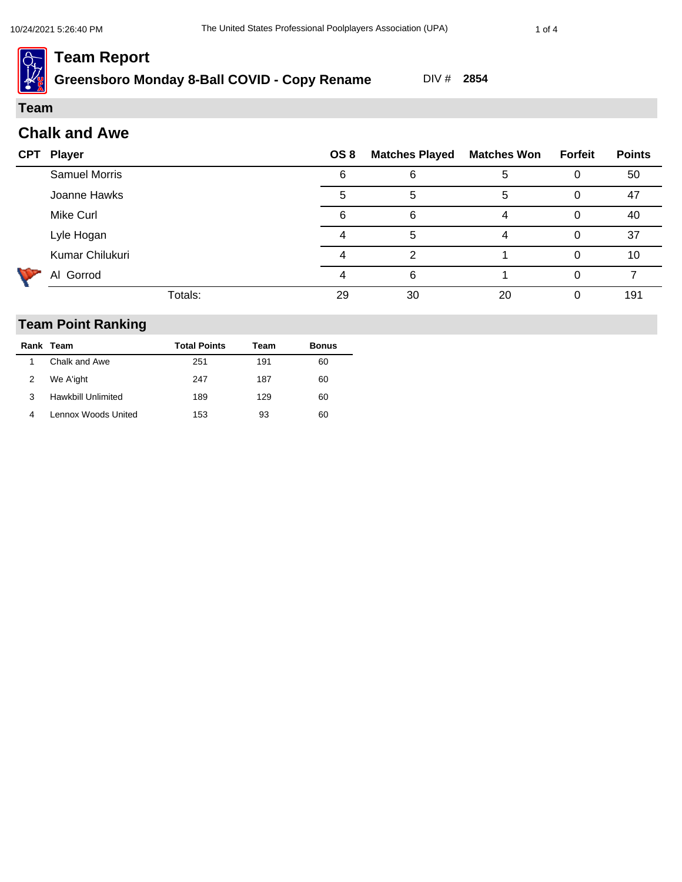# Team Report

## Greensboro Monday 8-Ball COVID - Copy Rename

DIV # **2854**

## Team

### Chalk and Awe

| CPT | Player | OS 8 | Matches Played | Matches Won | Forfeit | Points |
|---|---|---|---|---|---|---|
| | Samuel Morris | 6 | 6 | 5 | 0 | 50 |
| | Joanne Hawks | 5 | 5 | 5 | 0 | 47 |
| | Mike Curl | 6 | 6 | 4 | 0 | 40 |
| | Lyle Hogan | 4 | 5 | 4 | 0 | 37 |
| | Kumar Chilukuri | 4 | 2 | 1 | 0 | 10 |
| | Al Gorrod | 4 | 6 | 1 | 0 | 7 |
| | Totals: | 29 | 30 | 20 | 0 | 191 |

## Team Point Ranking

| Rank | Team | Total Points | Team | Bonus |
|---|---|---|---|---|
| 1 | Chalk and Awe | 251 | 191 | 60 |
| 2 | We A'ight | 247 | 187 | 60 |
| 3 | Hawkbill Unlimited | 189 | 129 | 60 |
| 4 | Lennox Woods United | 153 | 93 | 60 |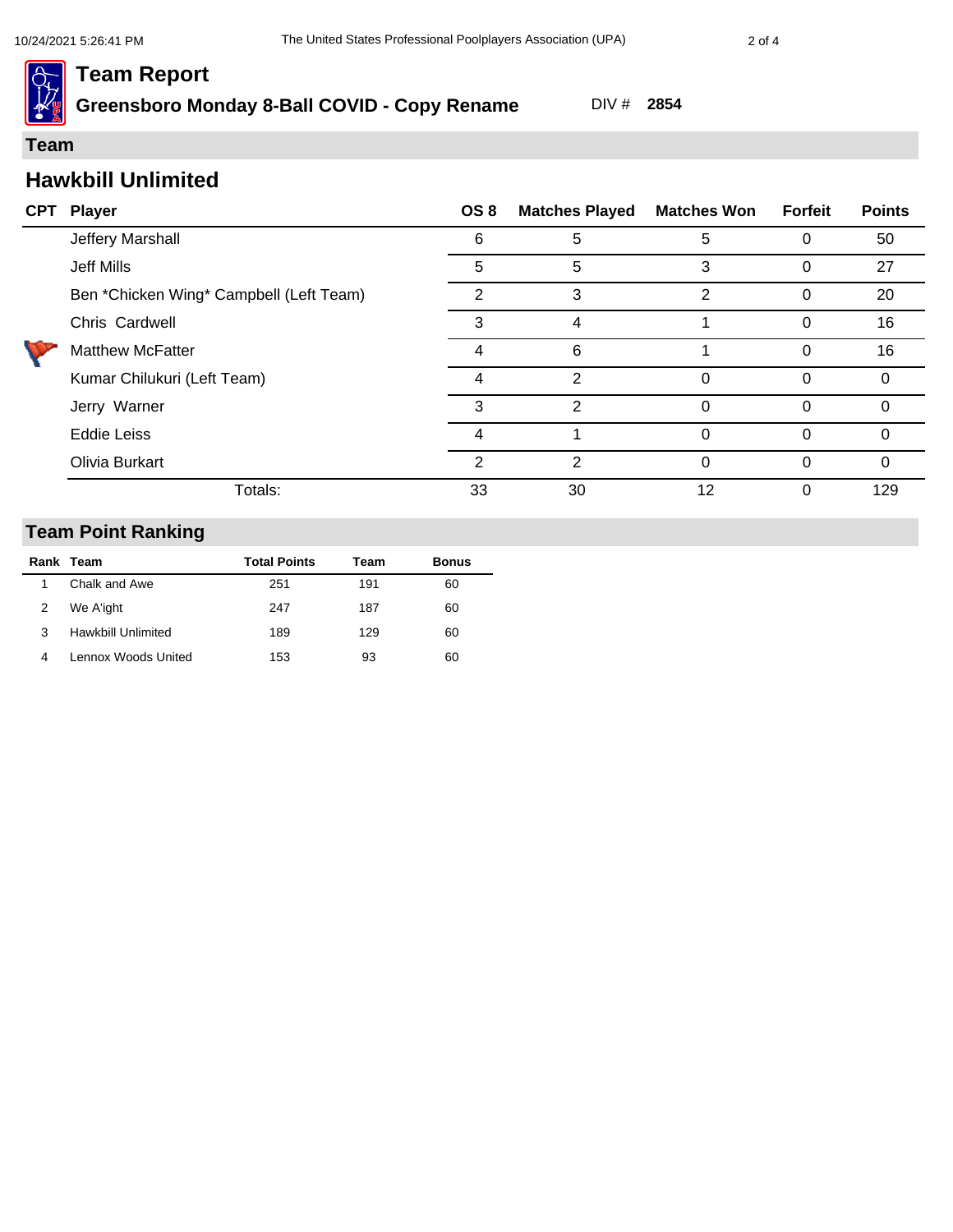# Team Report

## Greensboro Monday 8-Ball COVID - Copy Rename

DIV # **2854**

### Team

## Hawkbill Unlimited

| CPT | Player | OS 8 | Matches Played | Matches Won | Forfeit | Points |
|---|---|---|---|---|---|---|
| | Jeffery Marshall | 6 | 5 | 5 | 0 | 50 |
| | Jeff Mills | 5 | 5 | 3 | 0 | 27 |
| | Ben *Chicken Wing* Campbell (Left Team) | 2 | 3 | 2 | 0 | 20 |
| | Chris Cardwell | 3 | 4 | 1 | 0 | 16 |
| | Matthew McFatter | 4 | 6 | 1 | 0 | 16 |
| | Kumar Chilukuri (Left Team) | 4 | 2 | 0 | 0 | 0 |
| | Jerry Warner | 3 | 2 | 0 | 0 | 0 |
| | Eddie Leiss | 4 | 1 | 0 | 0 | 0 |
| | Olivia Burkart | 2 | 2 | 0 | 0 | 0 |
| | Totals: | 33 | 30 | 12 | 0 | 129 |

### Team Point Ranking

| Rank | Team | Total Points | Team | Bonus |
|---|---|---|---|---|
| 1 | Chalk and Awe | 251 | 191 | 60 |
| 2 | We A'ight | 247 | 187 | 60 |
| 3 | Hawkbill Unlimited | 189 | 129 | 60 |
| 4 | Lennox Woods United | 153 | 93 | 60 |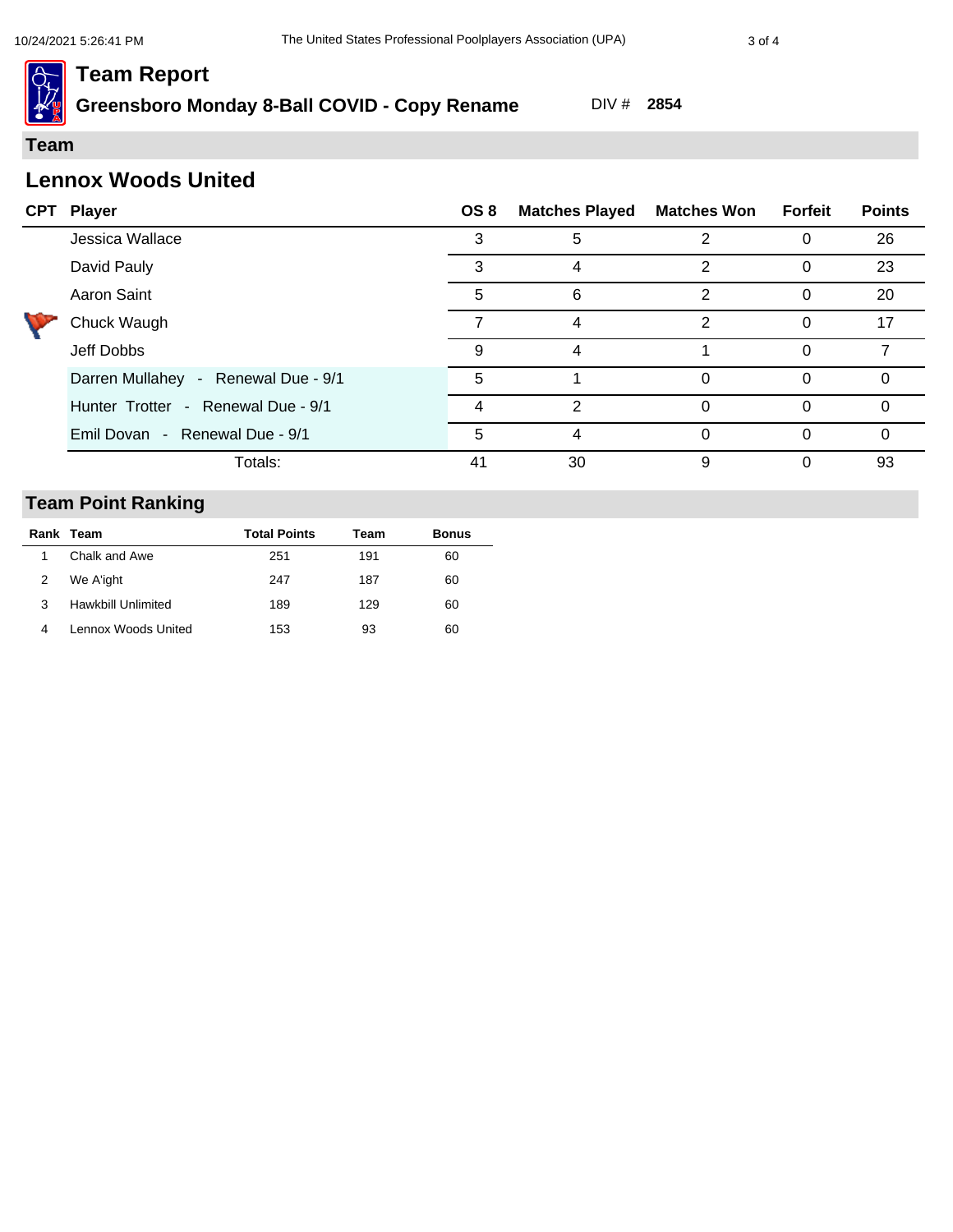# Team Report

## Greensboro Monday 8-Ball COVID - Copy Rename

DIV # **2854**

## Team

### Lennox Woods United

| CPT | Player | OS 8 | Matches Played | Matches Won | Forfeit | Points |
|---|---|---|---|---|---|---|
| | Jessica Wallace | 3 | 5 | 2 | 0 | 26 |
| | David Pauly | 3 | 4 | 2 | 0 | 23 |
| | Aaron Saint | 5 | 6 | 2 | 0 | 20 |
| | Chuck Waugh | 7 | 4 | 2 | 0 | 17 |
| | Jeff Dobbs | 9 | 4 | 1 | 0 | 7 |
| | Darren Mullahey - Renewal Due - 9/1 | 5 | 1 | 0 | 0 | 0 |
| | Hunter Trotter - Renewal Due - 9/1 | 4 | 2 | 0 | 0 | 0 |
| | Emil Dovan - Renewal Due - 9/1 | 5 | 4 | 0 | 0 | 0 |
| | Totals: | 41 | 30 | 9 | 0 | 93 |

## Team Point Ranking

| Rank | Team | Total Points | Team | Bonus |
|---|---|---|---|---|
| 1 | Chalk and Awe | 251 | 191 | 60 |
| 2 | We A'ight | 247 | 187 | 60 |
| 3 | Hawkbill Unlimited | 189 | 129 | 60 |
| 4 | Lennox Woods United | 153 | 93 | 60 |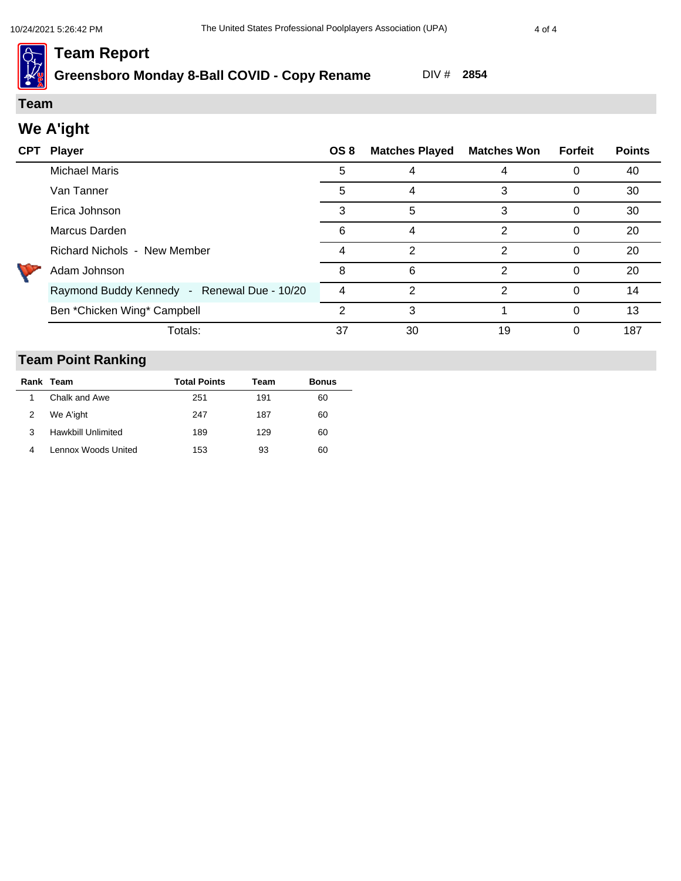# Team Report

## Greensboro Monday 8-Ball COVID - Copy Rename

DIV # **2854**

## Team

### We A'ight

| CPT | Player | OS 8 | Matches Played | Matches Won | Forfeit | Points |
|---|---|---|---|---|---|---|
| | Michael Maris | 5 | 4 | 4 | 0 | 40 |
| | Van Tanner | 5 | 4 | 3 | 0 | 30 |
| | Erica Johnson | 3 | 5 | 3 | 0 | 30 |
| | Marcus Darden | 6 | 4 | 2 | 0 | 20 |
| | Richard Nichols - New Member | 4 | 2 | 2 | 0 | 20 |
| | Adam Johnson | 8 | 6 | 2 | 0 | 20 |
| | Raymond Buddy Kennedy - Renewal Due - 10/20 | 4 | 2 | 2 | 0 | 14 |
| | Ben *Chicken Wing* Campbell | 2 | 3 | 1 | 0 | 13 |
| | Totals: | 37 | 30 | 19 | 0 | 187 |

## Team Point Ranking

| Rank | Team | Total Points | Team | Bonus |
|---|---|---|---|---|
| 1 | Chalk and Awe | 251 | 191 | 60 |
| 2 | We A'ight | 247 | 187 | 60 |
| 3 | Hawkbill Unlimited | 189 | 129 | 60 |
| 4 | Lennox Woods United | 153 | 93 | 60 |